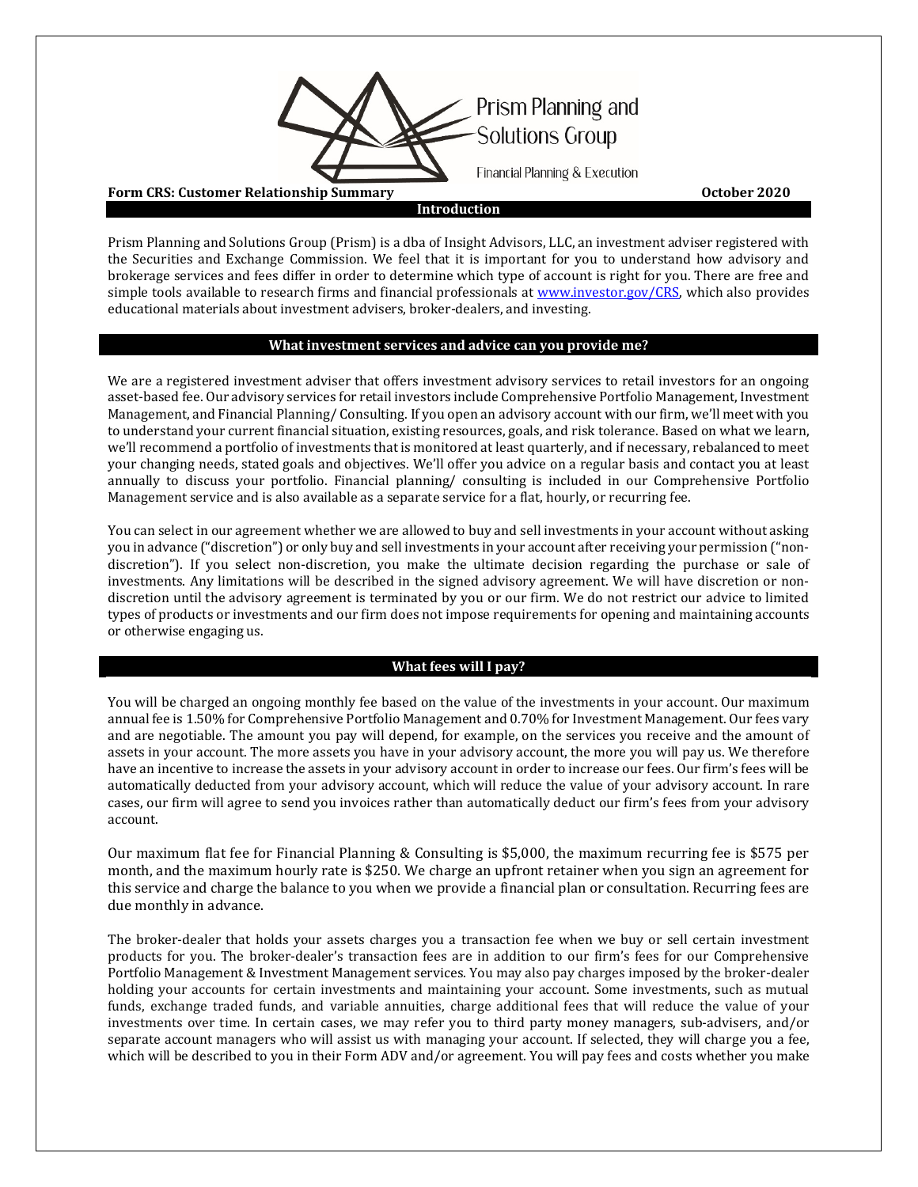Prism Planning and Solutions Group

Financial Planning & Execution

**Form CRS: Customer Relationship Summary** **October 2020**

## Introduction

Prism Planning and Solutions Group (Prism) is a dba of Insight Advisors, LLC, an investment adviser registered with the Securities and Exchange Commission. We feel that it is important for you to understand how advisory and brokerage services and fees differ in order to determine which type of account is right for you. There are free and simple tools available to research firms and financial professionals at [www.investor.gov/CRS](www.investor.gov/CRS), which also provides educational materials about investment advisers, broker-dealers, and investing.

## What investment services and advice can you provide me?

We are a registered investment adviser that offers investment advisory services to retail investors for an ongoing asset-based fee. Our advisory services for retail investors include Comprehensive Portfolio Management, Investment Management, and Financial Planning/ Consulting. If you open an advisory account with our firm, we'll meet with you to understand your current financial situation, existing resources, goals, and risk tolerance. Based on what we learn, we'll recommend a portfolio of investments that is monitored at least quarterly, and if necessary, rebalanced to meet your changing needs, stated goals and objectives. We'll offer you advice on a regular basis and contact you at least annually to discuss your portfolio. Financial planning/ consulting is included in our Comprehensive Portfolio Management service and is also available as a separate service for a flat, hourly, or recurring fee.

You can select in our agreement whether we are allowed to buy and sell investments in your account without asking you in advance ("discretion") or only buy and sell investments in your account after receiving your permission ("non-discretion"). If you select non-discretion, you make the ultimate decision regarding the purchase or sale of investments. Any limitations will be described in the signed advisory agreement. We will have discretion or non-discretion until the advisory agreement is terminated by you or our firm. We do not restrict our advice to limited types of products or investments and our firm does not impose requirements for opening and maintaining accounts or otherwise engaging us.

## What fees will I pay?

You will be charged an ongoing monthly fee based on the value of the investments in your account. Our maximum annual fee is 1.50% for Comprehensive Portfolio Management and 0.70% for Investment Management. Our fees vary and are negotiable. The amount you pay will depend, for example, on the services you receive and the amount of assets in your account. The more assets you have in your advisory account, the more you will pay us. We therefore have an incentive to increase the assets in your advisory account in order to increase our fees. Our firm's fees will be automatically deducted from your advisory account, which will reduce the value of your advisory account. In rare cases, our firm will agree to send you invoices rather than automatically deduct our firm's fees from your advisory account.

Our maximum flat fee for Financial Planning & Consulting is $5,000, the maximum recurring fee is $575 per month, and the maximum hourly rate is $250. We charge an upfront retainer when you sign an agreement for this service and charge the balance to you when we provide a financial plan or consultation. Recurring fees are due monthly in advance.

The broker-dealer that holds your assets charges you a transaction fee when we buy or sell certain investment products for you. The broker-dealer's transaction fees are in addition to our firm's fees for our Comprehensive Portfolio Management & Investment Management services. You may also pay charges imposed by the broker-dealer holding your accounts for certain investments and maintaining your account. Some investments, such as mutual funds, exchange traded funds, and variable annuities, charge additional fees that will reduce the value of your investments over time. In certain cases, we may refer you to third party money managers, sub-advisers, and/or separate account managers who will assist us with managing your account. If selected, they will charge you a fee, which will be described to you in their Form ADV and/or agreement. You will pay fees and costs whether you make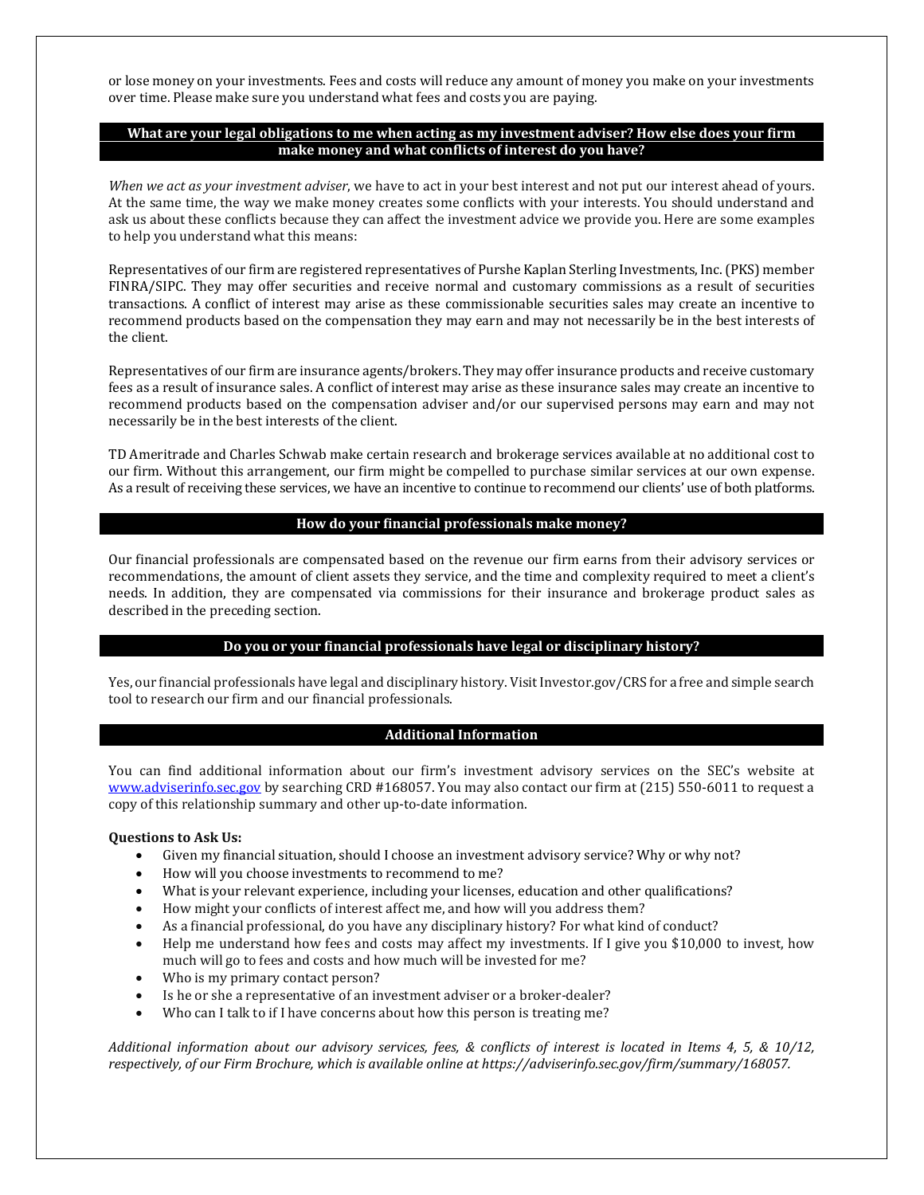or lose money on your investments. Fees and costs will reduce any amount of money you make on your investments over time. Please make sure you understand what fees and costs you are paying.

## What are your legal obligations to me when acting as my investment adviser? How else does your firm make money and what conflicts of interest do you have?

*When we act as your investment adviser*, we have to act in your best interest and not put our interest ahead of yours. At the same time, the way we make money creates some conflicts with your interests. You should understand and ask us about these conflicts because they can affect the investment advice we provide you. Here are some examples to help you understand what this means:

Representatives of our firm are registered representatives of Purshe Kaplan Sterling Investments, Inc. (PKS) member FINRA/SIPC. They may offer securities and receive normal and customary commissions as a result of securities transactions. A conflict of interest may arise as these commissionable securities sales may create an incentive to recommend products based on the compensation they may earn and may not necessarily be in the best interests of the client.

Representatives of our firm are insurance agents/brokers. They may offer insurance products and receive customary fees as a result of insurance sales. A conflict of interest may arise as these insurance sales may create an incentive to recommend products based on the compensation adviser and/or our supervised persons may earn and may not necessarily be in the best interests of the client.

TD Ameritrade and Charles Schwab make certain research and brokerage services available at no additional cost to our firm. Without this arrangement, our firm might be compelled to purchase similar services at our own expense. As a result of receiving these services, we have an incentive to continue to recommend our clients' use of both platforms.

## How do your financial professionals make money?

Our financial professionals are compensated based on the revenue our firm earns from their advisory services or recommendations, the amount of client assets they service, and the time and complexity required to meet a client's needs. In addition, they are compensated via commissions for their insurance and brokerage product sales as described in the preceding section.

## Do you or your financial professionals have legal or disciplinary history?

Yes, our financial professionals have legal and disciplinary history. Visit Investor.gov/CRS for a free and simple search tool to research our firm and our financial professionals.

## Additional Information

You can find additional information about our firm's investment advisory services on the SEC's website at [www.adviserinfo.sec.gov](www.adviserinfo.sec.gov) by searching CRD #168057. You may also contact our firm at (215) 550-6011 to request a copy of this relationship summary and other up-to-date information.

**Questions to Ask Us:**

- Given my financial situation, should I choose an investment advisory service? Why or why not?
- How will you choose investments to recommend to me?
- What is your relevant experience, including your licenses, education and other qualifications?
- How might your conflicts of interest affect me, and how will you address them?
- As a financial professional, do you have any disciplinary history? For what kind of conduct?
- Help me understand how fees and costs may affect my investments. If I give you $10,000 to invest, how much will go to fees and costs and how much will be invested for me?
- Who is my primary contact person?
- Is he or she a representative of an investment adviser or a broker-dealer?
- Who can I talk to if I have concerns about how this person is treating me?

*Additional information about our advisory services, fees, & conflicts of interest is located in Items 4, 5, & 10/12, respectively, of our Firm Brochure, which is available online at https://adviserinfo.sec.gov/firm/summary/168057.*